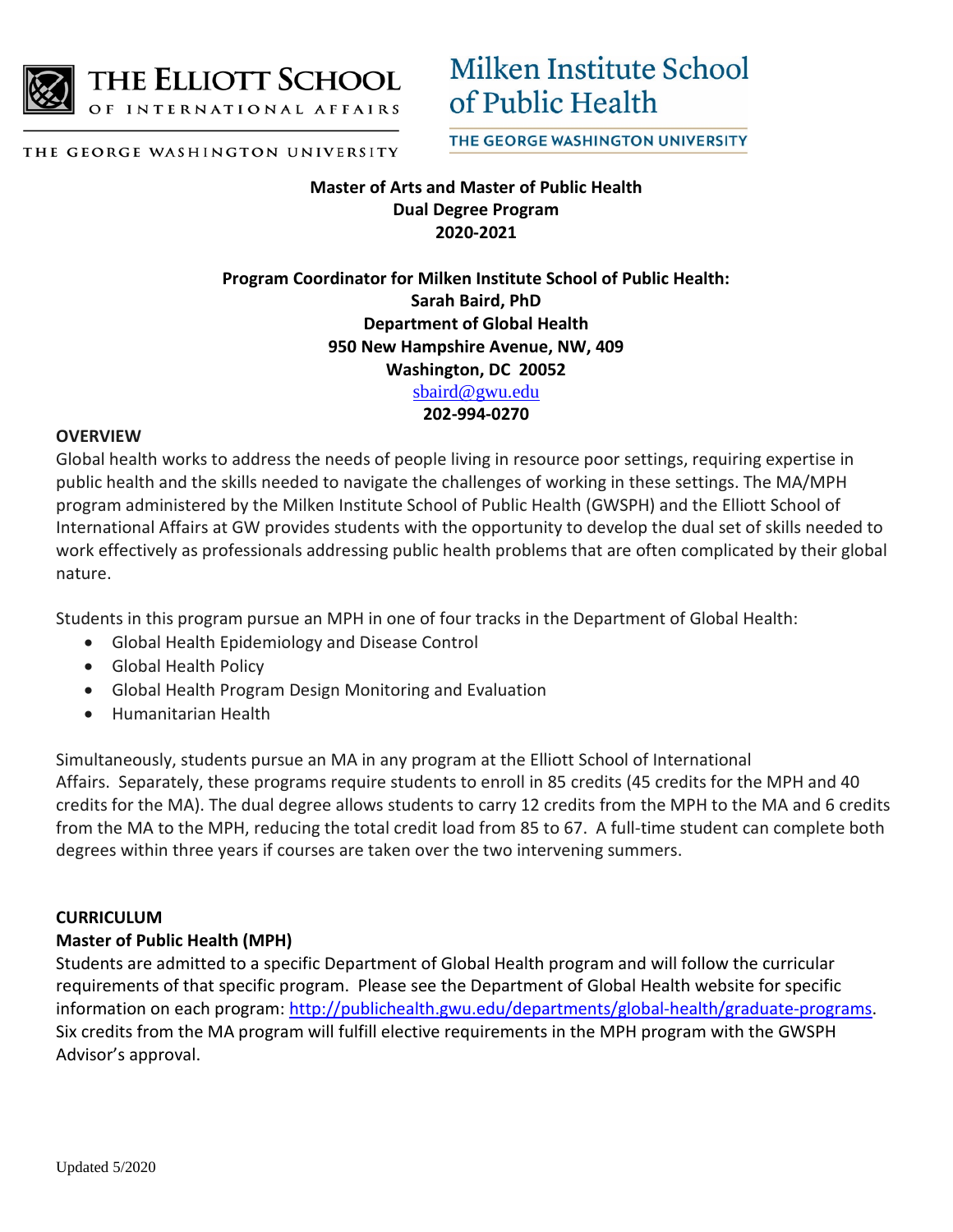THE ELLIOTT SCHOOL OF INTERNATIONAL AFFAIRS
THE GEORGE WASHINGTON UNIVERSITY

Milken Institute School of Public Health
THE GEORGE WASHINGTON UNIVERSITY

**Master of Arts and Master of Public Health**
**Dual Degree Program**
**2020-2021**

**Program Coordinator for Milken Institute School of Public Health:**
**Sarah Baird, PhD**
**Department of Global Health**
**950 New Hampshire Avenue, NW, 409**
**Washington, DC 20052**
sbaird@gwu.edu
**202-994-0270**

## OVERVIEW

Global health works to address the needs of people living in resource poor settings, requiring expertise in public health and the skills needed to navigate the challenges of working in these settings. The MA/MPH program administered by the Milken Institute School of Public Health (GWSPH) and the Elliott School of International Affairs at GW provides students with the opportunity to develop the dual set of skills needed to work effectively as professionals addressing public health problems that are often complicated by their global nature.

Students in this program pursue an MPH in one of four tracks in the Department of Global Health:

- Global Health Epidemiology and Disease Control
- Global Health Policy
- Global Health Program Design Monitoring and Evaluation
- Humanitarian Health

Simultaneously, students pursue an MA in any program at the Elliott School of International Affairs. Separately, these programs require students to enroll in 85 credits (45 credits for the MPH and 40 credits for the MA). The dual degree allows students to carry 12 credits from the MPH to the MA and 6 credits from the MA to the MPH, reducing the total credit load from 85 to 67. A full-time student can complete both degrees within three years if courses are taken over the two intervening summers.

## CURRICULUM

### Master of Public Health (MPH)

Students are admitted to a specific Department of Global Health program and will follow the curricular requirements of that specific program. Please see the Department of Global Health website for specific information on each program: http://publichealth.gwu.edu/departments/global-health/graduate-programs. Six credits from the MA program will fulfill elective requirements in the MPH program with the GWSPH Advisor's approval.

Updated 5/2020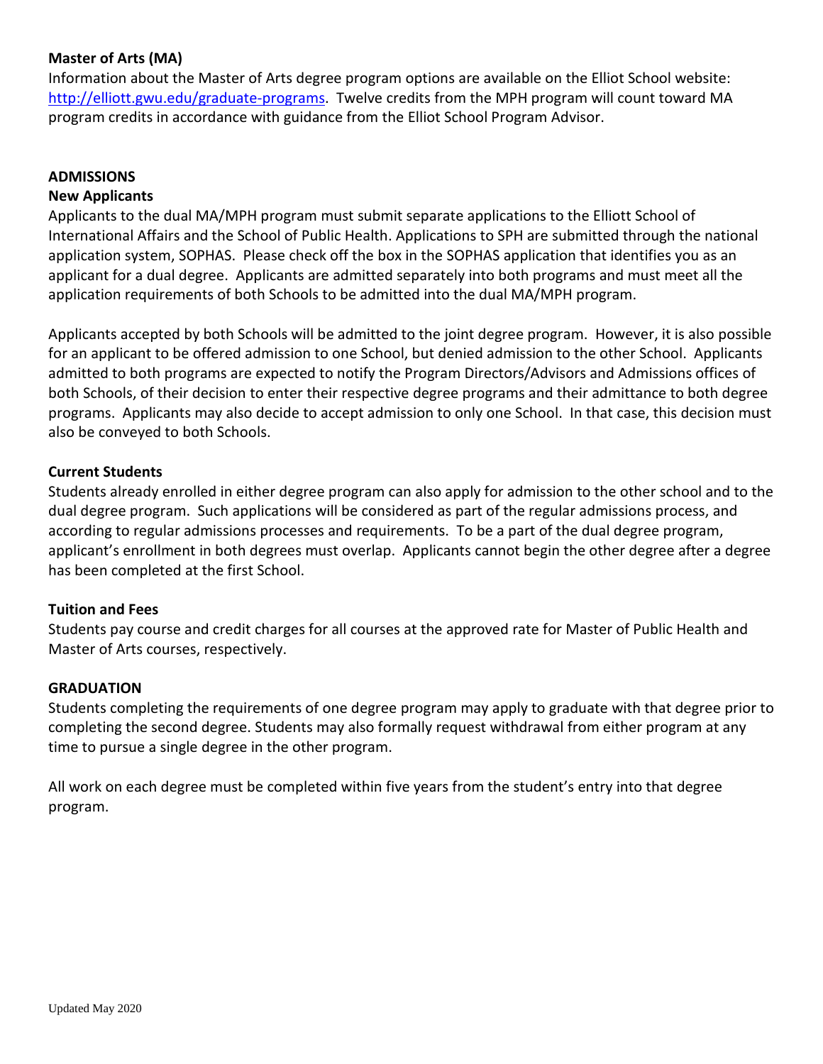**Master of Arts (MA)**

Information about the Master of Arts degree program options are available on the Elliot School website: [http://elliott.gwu.edu/graduate-programs](http://elliott.gwu.edu/graduate-programs). Twelve credits from the MPH program will count toward MA program credits in accordance with guidance from the Elliot School Program Advisor.

## ADMISSIONS

### New Applicants

Applicants to the dual MA/MPH program must submit separate applications to the Elliott School of International Affairs and the School of Public Health. Applications to SPH are submitted through the national application system, SOPHAS. Please check off the box in the SOPHAS application that identifies you as an applicant for a dual degree. Applicants are admitted separately into both programs and must meet all the application requirements of both Schools to be admitted into the dual MA/MPH program.

Applicants accepted by both Schools will be admitted to the joint degree program. However, it is also possible for an applicant to be offered admission to one School, but denied admission to the other School. Applicants admitted to both programs are expected to notify the Program Directors/Advisors and Admissions offices of both Schools, of their decision to enter their respective degree programs and their admittance to both degree programs. Applicants may also decide to accept admission to only one School. In that case, this decision must also be conveyed to both Schools.

### Current Students

Students already enrolled in either degree program can also apply for admission to the other school and to the dual degree program. Such applications will be considered as part of the regular admissions process, and according to regular admissions processes and requirements. To be a part of the dual degree program, applicant's enrollment in both degrees must overlap. Applicants cannot begin the other degree after a degree has been completed at the first School.

### Tuition and Fees

Students pay course and credit charges for all courses at the approved rate for Master of Public Health and Master of Arts courses, respectively.

## GRADUATION

Students completing the requirements of one degree program may apply to graduate with that degree prior to completing the second degree. Students may also formally request withdrawal from either program at any time to pursue a single degree in the other program.

All work on each degree must be completed within five years from the student's entry into that degree program.

Updated May 2020